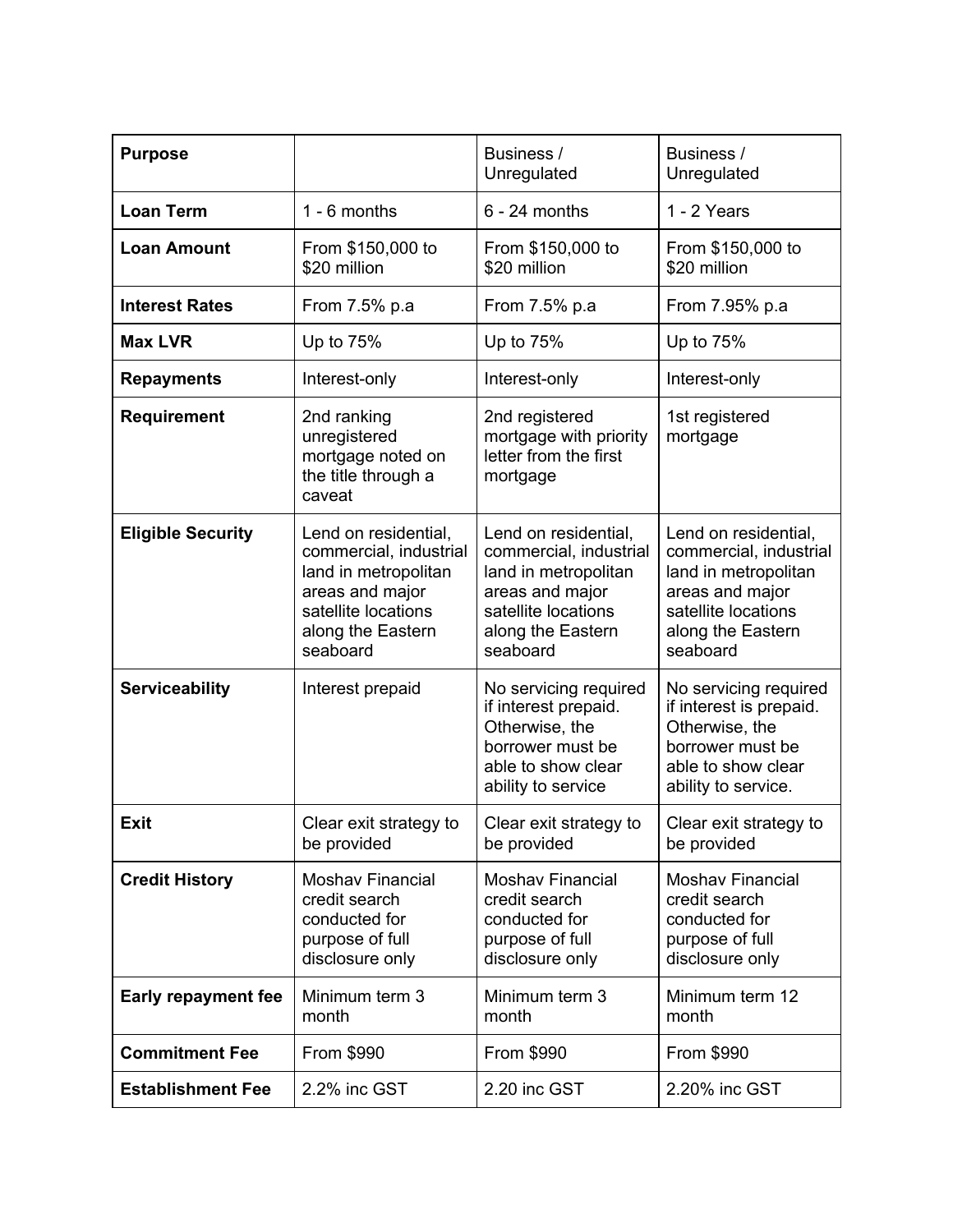| Purpose | | Business / Unregulated | Business / Unregulated |
|---|---|---|---|
| **Loan Term** | 1 - 6 months | 6 - 24 months | 1 - 2 Years |
| **Loan Amount** | From $150,000 to $20 million | From $150,000 to $20 million | From $150,000 to $20 million |
| **Interest Rates** | From 7.5% p.a | From 7.5% p.a | From 7.95% p.a |
| **Max LVR** | Up to 75% | Up to 75% | Up to 75% |
| **Repayments** | Interest-only | Interest-only | Interest-only |
| **Requirement** | 2nd ranking unregistered mortgage noted on the title through a caveat | 2nd registered mortgage with priority letter from the first mortgage | 1st registered mortgage |
| **Eligible Security** | Lend on residential, commercial, industrial land in metropolitan areas and major satellite locations along the Eastern seaboard | Lend on residential, commercial, industrial land in metropolitan areas and major satellite locations along the Eastern seaboard | Lend on residential, commercial, industrial land in metropolitan areas and major satellite locations along the Eastern seaboard |
| **Serviceability** | Interest prepaid | No servicing required if interest prepaid. Otherwise, the borrower must be able to show clear ability to service | No servicing required if interest is prepaid. Otherwise, the borrower must be able to show clear ability to service. |
| **Exit** | Clear exit strategy to be provided | Clear exit strategy to be provided | Clear exit strategy to be provided |
| **Credit History** | Moshav Financial credit search conducted for purpose of full disclosure only | Moshav Financial credit search conducted for purpose of full disclosure only | Moshav Financial credit search conducted for purpose of full disclosure only |
| **Early repayment fee** | Minimum term 3 month | Minimum term 3 month | Minimum term 12 month |
| **Commitment Fee** | From $990 | From $990 | From $990 |
| **Establishment Fee** | 2.2% inc GST | 2.20 inc GST | 2.20% inc GST |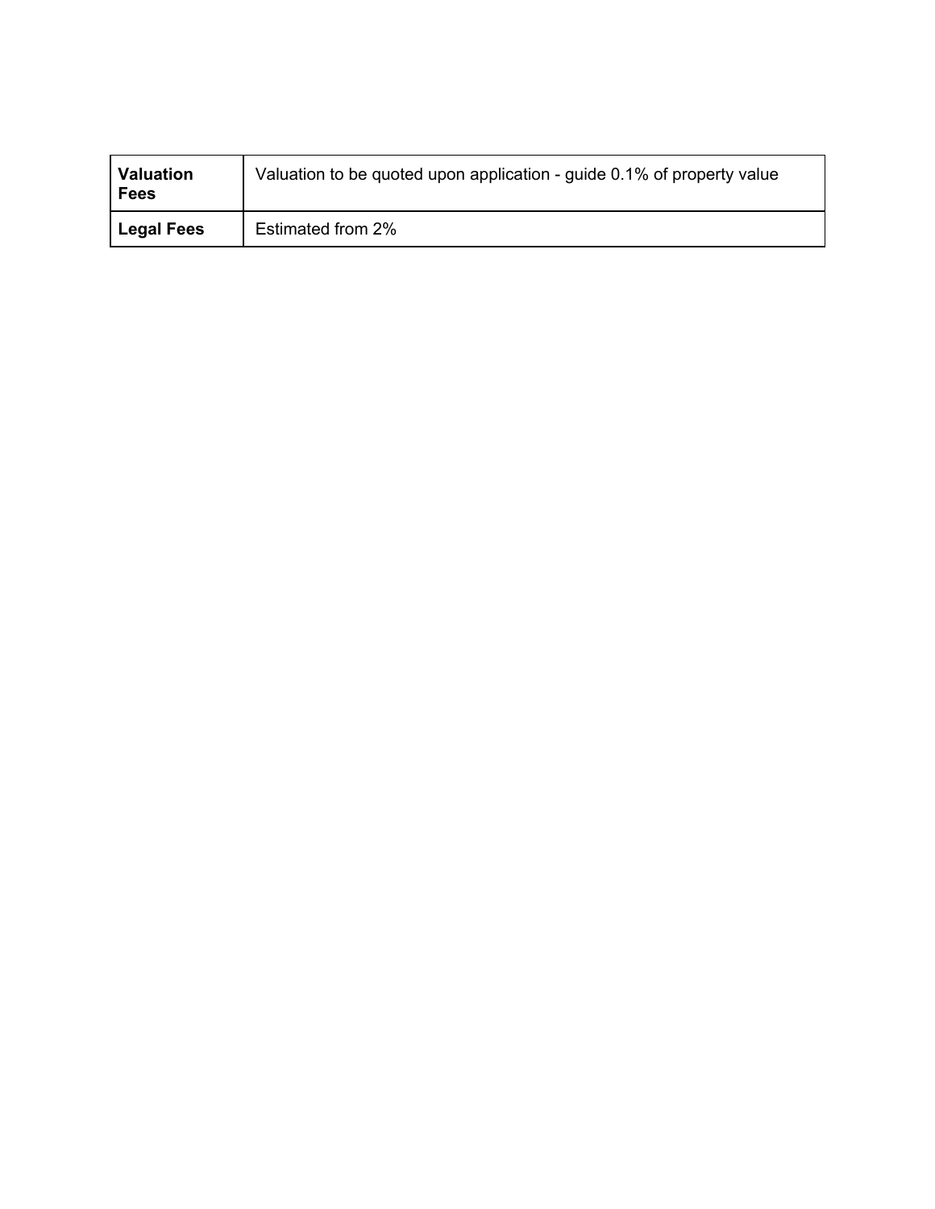| | |
|---|---|
| **Valuation Fees** | Valuation to be quoted upon application - guide 0.1% of property value |
| **Legal Fees** | Estimated from 2% |